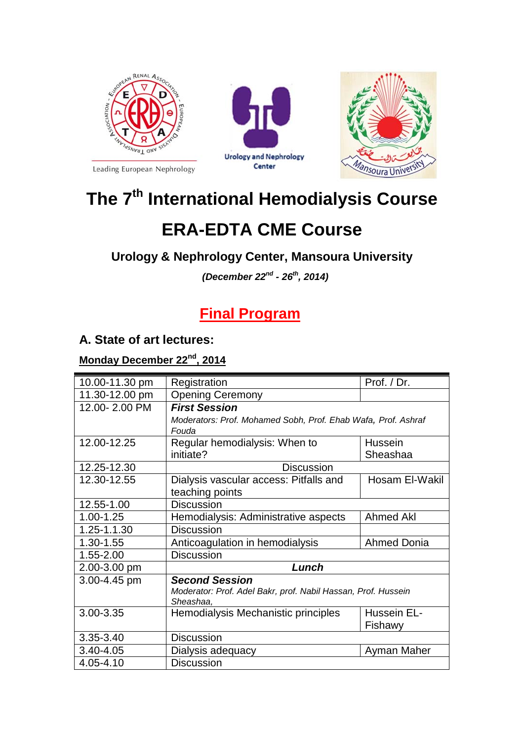Leading European Nephrology

Urology and Nephrology Center

# The 7th International Hemodialysis Course

# ERA-EDTA CME Course

### Urology & Nephrology Center, Mansoura University

***(December 22nd - 26th, 2014)***

## Final Program

### A. State of art lectures:

**Monday December 22nd, 2014**

| | | |
|---|---|---|
| 10.00-11.30 pm | Registration | Prof. / Dr. |
| 11.30-12.00 pm | Opening Ceremony | |
| 12.00- 2.00 PM | ***First Session*** *Moderators: Prof. Mohamed Sobh, Prof. Ehab Wafa, Prof. Ashraf Fouda* | |
| 12.00-12.25 | Regular hemodialysis: When to initiate? | Hussein Sheashaa |
| 12.25-12.30 | Discussion | |
| 12.30-12.55 | Dialysis vascular access: Pitfalls and teaching points | Hosam El-Wakil |
| 12.55-1.00 | Discussion | |
| 1.00-1.25 | Hemodialysis: Administrative aspects | Ahmed Akl |
| 1.25-1.1.30 | Discussion | |
| 1.30-1.55 | Anticoagulation in hemodialysis | Ahmed Donia |
| 1.55-2.00 | Discussion | |
| 2.00-3.00 pm | ***Lunch*** | |
| 3.00-4.45 pm | ***Second Session*** *Moderator: Prof. Adel Bakr, prof. Nabil Hassan, Prof. Hussein Sheashaa,* | |
| 3.00-3.35 | Hemodialysis Mechanistic principles | Hussein EL-Fishawy |
| 3.35-3.40 | Discussion | |
| 3.40-4.05 | Dialysis adequacy | Ayman Maher |
| 4.05-4.10 | Discussion | |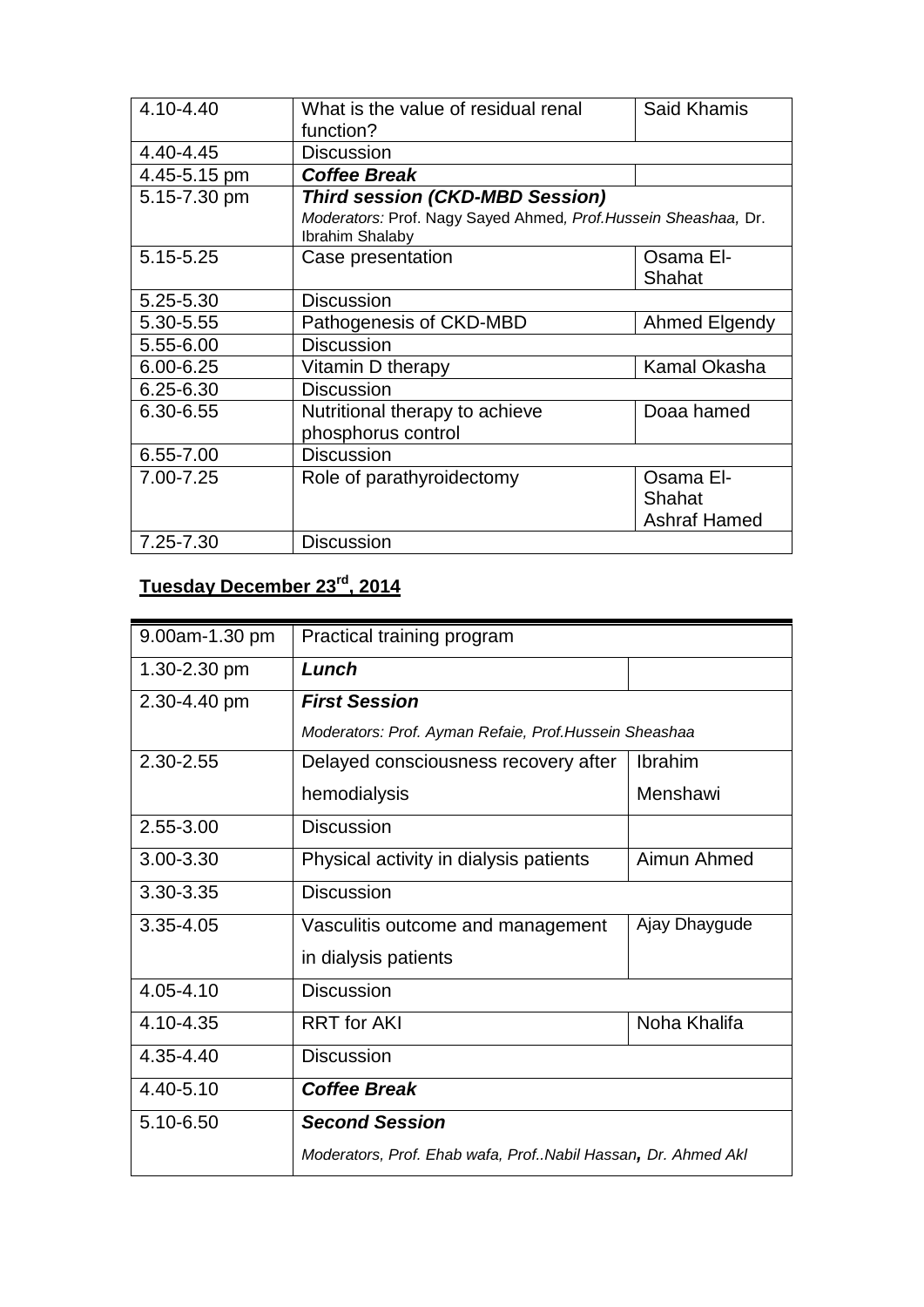| | | |
|---|---|---|
| 4.10-4.40 | What is the value of residual renal function? | Said Khamis |
| 4.40-4.45 | Discussion | |
| 4.45-5.15 pm | ***Coffee Break*** | |
| 5.15-7.30 pm | ***Third session (CKD-MBD Session)*** *Moderators:* Prof. Nagy Sayed Ahmed, *Prof.Hussein Sheashaa,* Dr. Ibrahim Shalaby | |
| 5.15-5.25 | Case presentation | Osama El-Shahat |
| 5.25-5.30 | Discussion | |
| 5.30-5.55 | Pathogenesis of CKD-MBD | Ahmed Elgendy |
| 5.55-6.00 | Discussion | |
| 6.00-6.25 | Vitamin D therapy | Kamal Okasha |
| 6.25-6.30 | Discussion | |
| 6.30-6.55 | Nutritional therapy to achieve phosphorus control | Doaa hamed |
| 6.55-7.00 | Discussion | |
| 7.00-7.25 | Role of parathyroidectomy | Osama El-Shahat Ashraf Hamed |
| 7.25-7.30 | Discussion | |

**Tuesday December 23rd, 2014**

| | | |
|---|---|---|
| 9.00am-1.30 pm | Practical training program | |
| 1.30-2.30 pm | ***Lunch*** | |
| 2.30-4.40 pm | ***First Session*** *Moderators: Prof. Ayman Refaie, Prof.Hussein Sheashaa* | |
| 2.30-2.55 | Delayed consciousness recovery after hemodialysis | Ibrahim Menshawi |
| 2.55-3.00 | Discussion | |
| 3.00-3.30 | Physical activity in dialysis patients | Aimun Ahmed |
| 3.30-3.35 | Discussion | |
| 3.35-4.05 | Vasculitis outcome and management in dialysis patients | Ajay Dhaygude |
| 4.05-4.10 | Discussion | |
| 4.10-4.35 | RRT for AKI | Noha Khalifa |
| 4.35-4.40 | Discussion | |
| 4.40-5.10 | ***Coffee Break*** | |
| 5.10-6.50 | ***Second Session*** *Moderators, Prof. Ehab wafa, Prof..Nabil Hassan, Dr. Ahmed Akl* | |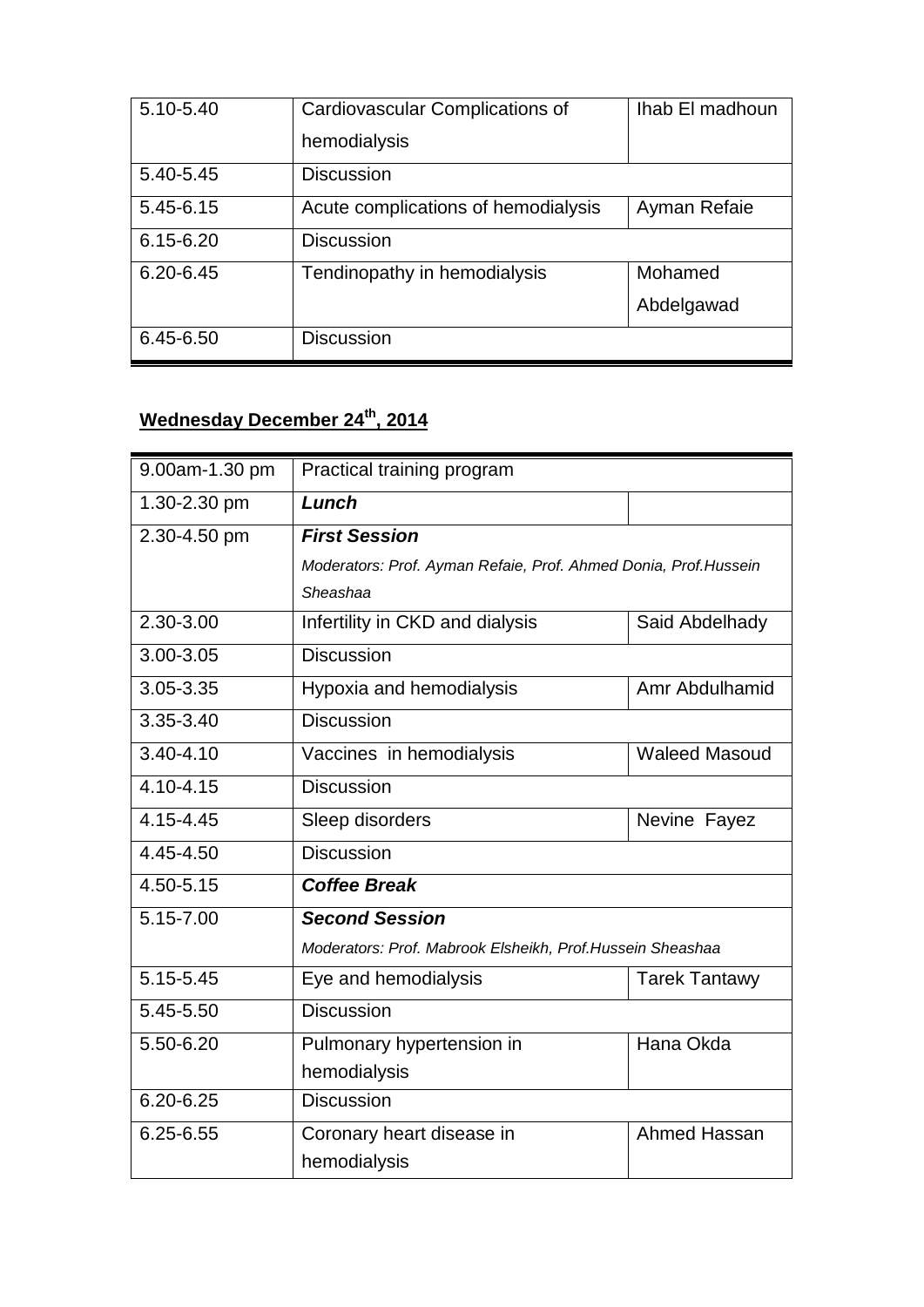| | | |
|---|---|---|
| 5.10-5.40 | Cardiovascular Complications of hemodialysis | Ihab El madhoun |
| 5.40-5.45 | Discussion | |
| 5.45-6.15 | Acute complications of hemodialysis | Ayman Refaie |
| 6.15-6.20 | Discussion | |
| 6.20-6.45 | Tendinopathy in hemodialysis | Mohamed Abdelgawad |
| 6.45-6.50 | Discussion | |

## Wednesday December 24th, 2014

| | | |
|---|---|---|
| 9.00am-1.30 pm | Practical training program | |
| 1.30-2.30 pm | ***Lunch*** | |
| 2.30-4.50 pm | ***First Session*** *Moderators: Prof. Ayman Refaie, Prof. Ahmed Donia, Prof.Hussein Sheashaa* | |
| 2.30-3.00 | Infertility in CKD and dialysis | Said Abdelhady |
| 3.00-3.05 | Discussion | |
| 3.05-3.35 | Hypoxia and hemodialysis | Amr Abdulhamid |
| 3.35-3.40 | Discussion | |
| 3.40-4.10 | Vaccines in hemodialysis | Waleed Masoud |
| 4.10-4.15 | Discussion | |
| 4.15-4.45 | Sleep disorders | Nevine Fayez |
| 4.45-4.50 | Discussion | |
| 4.50-5.15 | ***Coffee Break*** | |
| 5.15-7.00 | ***Second Session*** *Moderators: Prof. Mabrook Elsheikh, Prof.Hussein Sheashaa* | |
| 5.15-5.45 | Eye and hemodialysis | Tarek Tantawy |
| 5.45-5.50 | Discussion | |
| 5.50-6.20 | Pulmonary hypertension in hemodialysis | Hana Okda |
| 6.20-6.25 | Discussion | |
| 6.25-6.55 | Coronary heart disease in hemodialysis | Ahmed Hassan |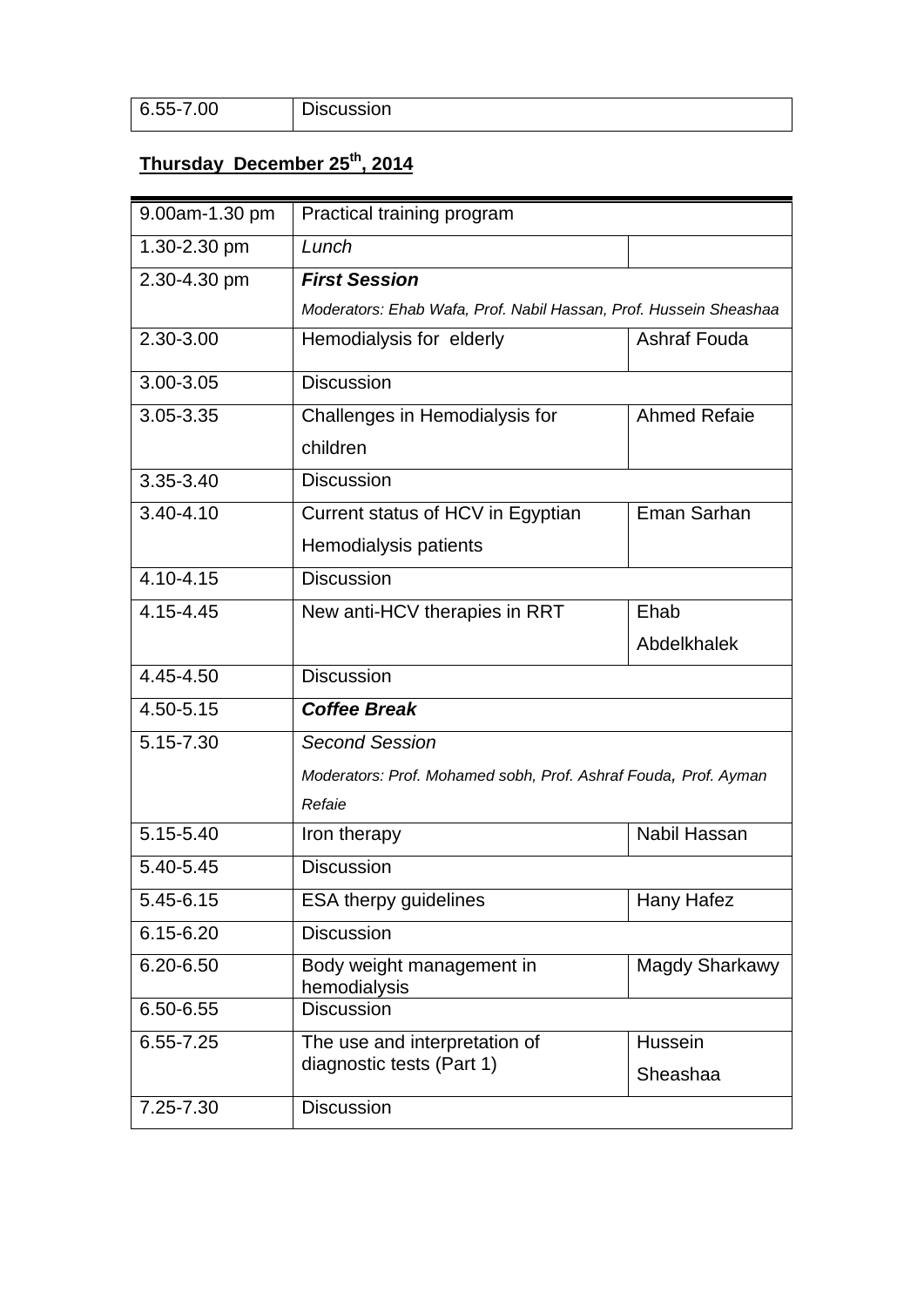| 6.55-7.00 | Discussion | |
|---|---|---|

**Thursday December 25th, 2014**

| 9.00am-1.30 pm | Practical training program | |
|---|---|---|
| 1.30-2.30 pm | *Lunch* | |
| 2.30-4.30 pm | ***First Session*** *Moderators: Ehab Wafa, Prof. Nabil Hassan, Prof. Hussein Sheashaa* | |
| 2.30-3.00 | Hemodialysis for elderly | Ashraf Fouda |
| 3.00-3.05 | Discussion | |
| 3.05-3.35 | Challenges in Hemodialysis for children | Ahmed Refaie |
| 3.35-3.40 | Discussion | |
| 3.40-4.10 | Current status of HCV in Egyptian Hemodialysis patients | Eman Sarhan |
| 4.10-4.15 | Discussion | |
| 4.15-4.45 | New anti-HCV therapies in RRT | Ehab Abdelkhalek |
| 4.45-4.50 | Discussion | |
| 4.50-5.15 | ***Coffee Break*** | |
| 5.15-7.30 | *Second Session* *Moderators: Prof. Mohamed sobh, Prof. Ashraf Fouda, Prof. Ayman Refaie* | |
| 5.15-5.40 | Iron therapy | Nabil Hassan |
| 5.40-5.45 | Discussion | |
| 5.45-6.15 | ESA therpy guidelines | Hany Hafez |
| 6.15-6.20 | Discussion | |
| 6.20-6.50 | Body weight management in hemodialysis | Magdy Sharkawy |
| 6.50-6.55 | Discussion | |
| 6.55-7.25 | The use and interpretation of diagnostic tests (Part 1) | Hussein Sheashaa |
| 7.25-7.30 | Discussion | |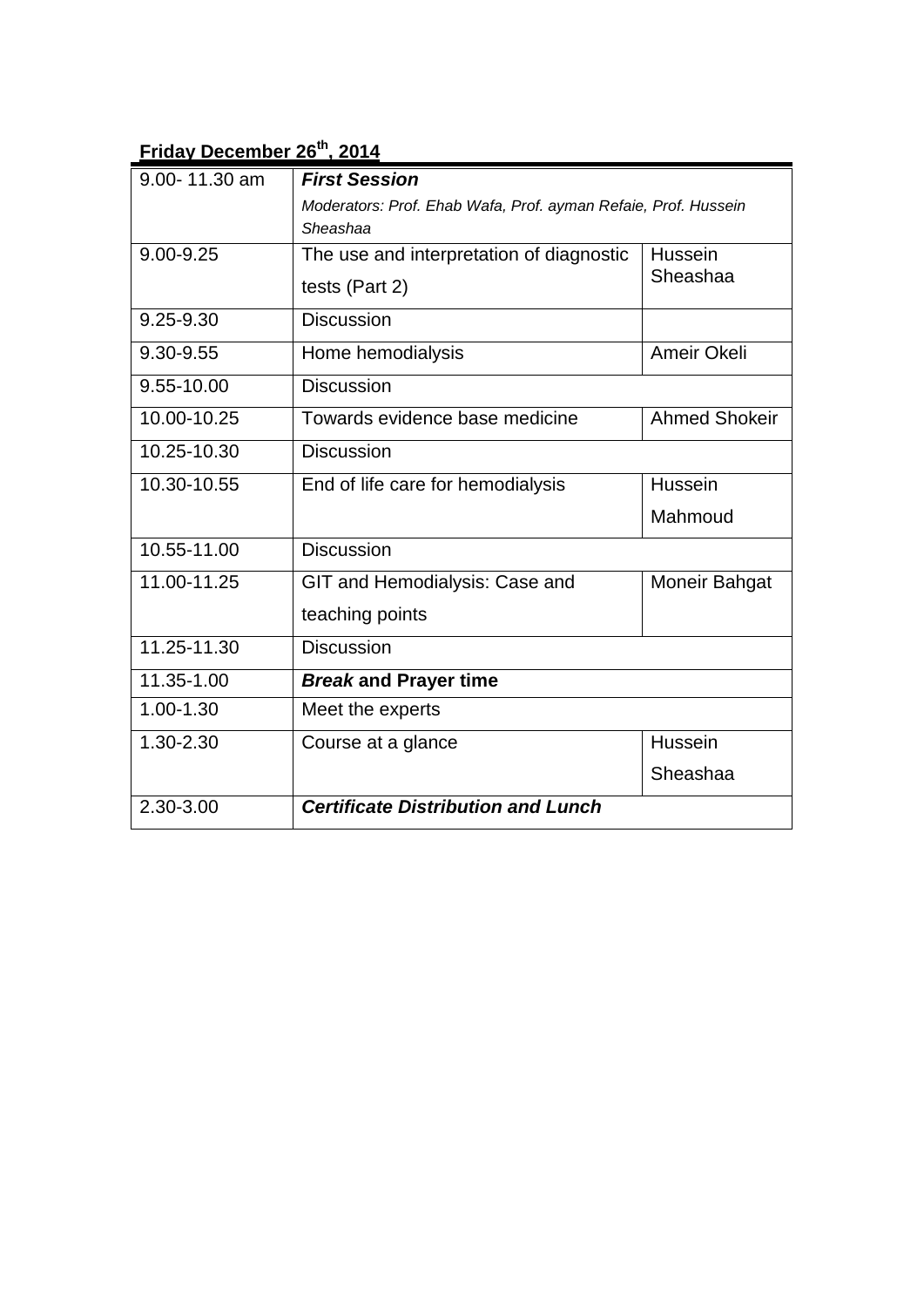**Friday December 26th, 2014**

| Time | Topic | Speaker |
|---|---|---|
| 9.00- 11.30 am | ***First Session*** *Moderators: Prof. Ehab Wafa, Prof. ayman Refaie, Prof. Hussein Sheashaa* | |
| 9.00-9.25 | The use and interpretation of diagnostic tests (Part 2) | Hussein Sheashaa |
| 9.25-9.30 | Discussion | |
| 9.30-9.55 | Home hemodialysis | Ameir Okeli |
| 9.55-10.00 | Discussion | |
| 10.00-10.25 | Towards evidence base medicine | Ahmed Shokeir |
| 10.25-10.30 | Discussion | |
| 10.30-10.55 | End of life care for hemodialysis | Hussein Mahmoud |
| 10.55-11.00 | Discussion | |
| 11.00-11.25 | GIT and Hemodialysis: Case and teaching points | Moneir Bahgat |
| 11.25-11.30 | Discussion | |
| 11.35-1.00 | ***Break* and Prayer time** | |
| 1.00-1.30 | Meet the experts | |
| 1.30-2.30 | Course at a glance | Hussein Sheashaa |
| 2.30-3.00 | ***Certificate Distribution and Lunch*** | |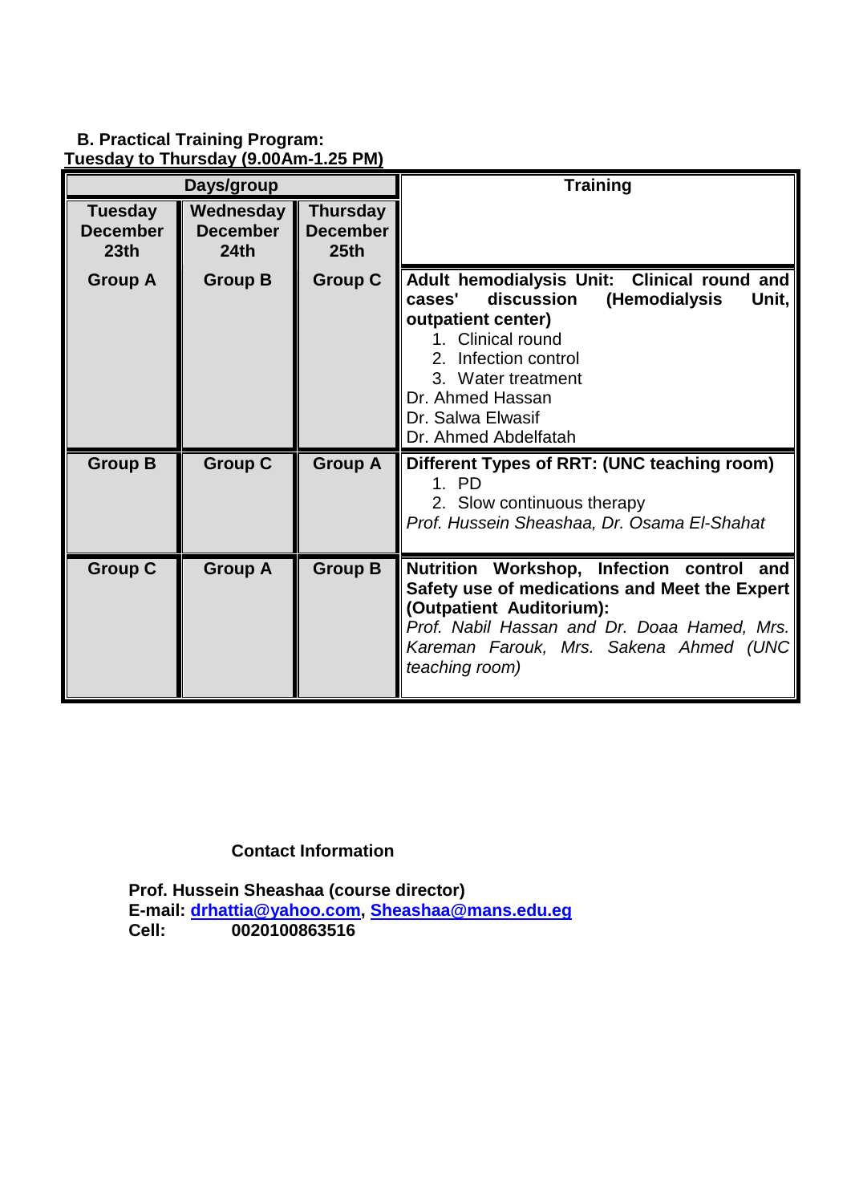**B. Practical Training Program:**

**Tuesday to Thursday (9.00Am-1.25 PM)**

| Days/group | | | Training |
|---|---|---|---|
| **Tuesday December 23th** | **Wednesday December 24th** | **Thursday December 25th** | |
| **Group A** | **Group B** | **Group C** | **Adult hemodialysis Unit: Clinical round and cases' discussion (Hemodialysis Unit, outpatient center)** 1. Clinical round 2. Infection control 3. Water treatment Dr. Ahmed Hassan Dr. Salwa Elwasif Dr. Ahmed Abdelfatah |
| **Group B** | **Group C** | **Group A** | **Different Types of RRT: (UNC teaching room)** 1. PD 2. Slow continuous therapy *Prof. Hussein Sheashaa, Dr. Osama El-Shahat* |
| **Group C** | **Group A** | **Group B** | **Nutrition Workshop, Infection control and Safety use of medications and Meet the Expert (Outpatient Auditorium):** *Prof. Nabil Hassan and Dr. Doaa Hamed, Mrs. Kareman Farouk, Mrs. Sakena Ahmed (UNC teaching room)* |

**Contact Information**

**Prof. Hussein Sheashaa (course director)**
**E-mail:** drhattia@yahoo.com, Sheashaa@mans.edu.eg
**Cell:** 0020100863516